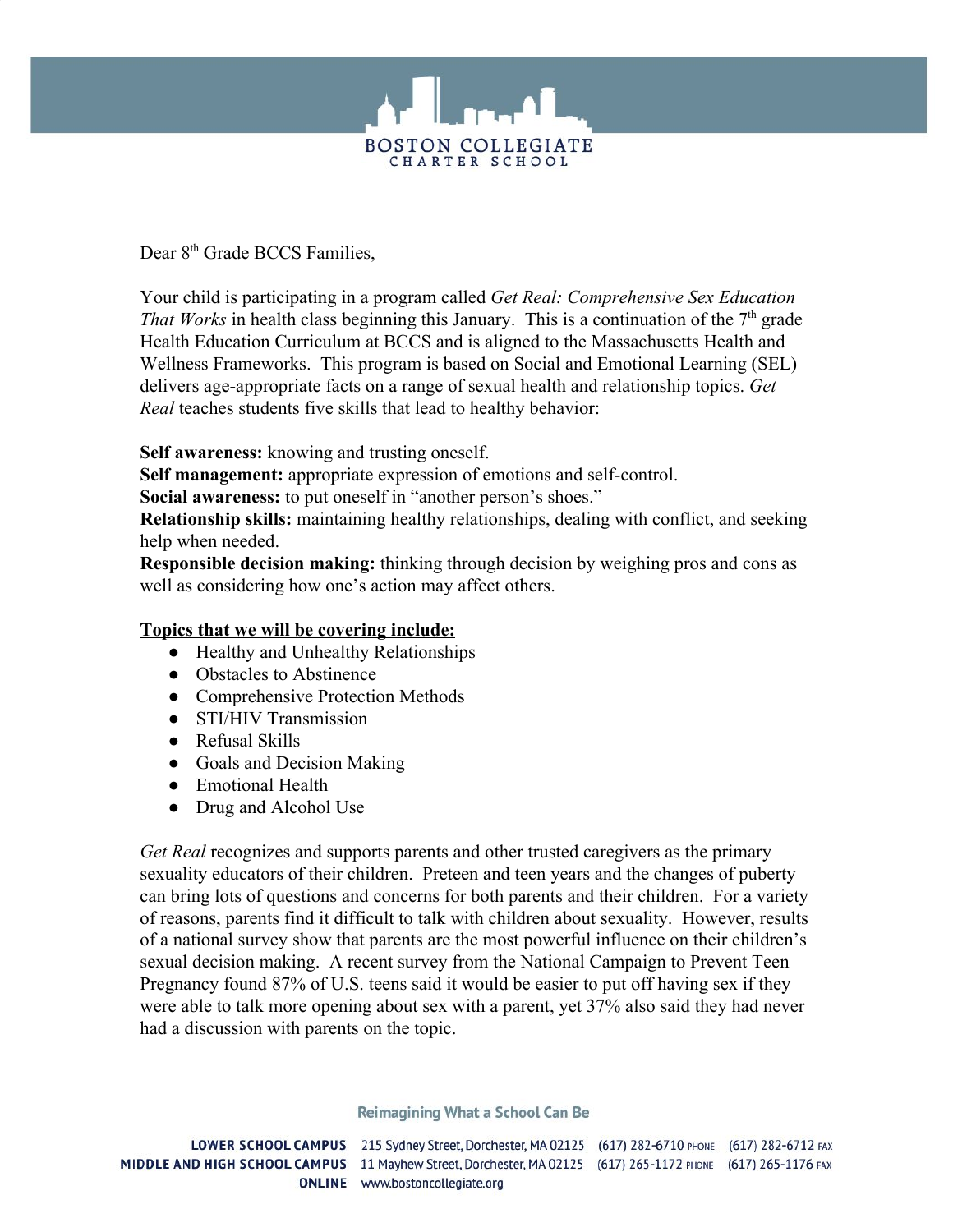BOSTON COLLEGIATE
CHARTER SCHOOL

Dear 8th Grade BCCS Families,

Your child is participating in a program called *Get Real: Comprehensive Sex Education That Works* in health class beginning this January. This is a continuation of the 7th grade Health Education Curriculum at BCCS and is aligned to the Massachusetts Health and Wellness Frameworks. This program is based on Social and Emotional Learning (SEL) delivers age-appropriate facts on a range of sexual health and relationship topics. *Get Real* teaches students five skills that lead to healthy behavior:

**Self awareness:** knowing and trusting oneself.
**Self management:** appropriate expression of emotions and self-control.
**Social awareness:** to put oneself in "another person's shoes."
**Relationship skills:** maintaining healthy relationships, dealing with conflict, and seeking help when needed.
**Responsible decision making:** thinking through decision by weighing pros and cons as well as considering how one's action may affect others.

**Topics that we will be covering include:**

- Healthy and Unhealthy Relationships
- Obstacles to Abstinence
- Comprehensive Protection Methods
- STI/HIV Transmission
- Refusal Skills
- Goals and Decision Making
- Emotional Health
- Drug and Alcohol Use

*Get Real* recognizes and supports parents and other trusted caregivers as the primary sexuality educators of their children. Preteen and teen years and the changes of puberty can bring lots of questions and concerns for both parents and their children. For a variety of reasons, parents find it difficult to talk with children about sexuality. However, results of a national survey show that parents are the most powerful influence on their children's sexual decision making. A recent survey from the National Campaign to Prevent Teen Pregnancy found 87% of U.S. teens said it would be easier to put off having sex if they were able to talk more opening about sex with a parent, yet 37% also said they had never had a discussion with parents on the topic.

Reimagining What a School Can Be

LOWER SCHOOL CAMPUS 215 Sydney Street, Dorchester, MA 02125 (617) 282-6710 PHONE (617) 282-6712 FAX
MIDDLE AND HIGH SCHOOL CAMPUS 11 Mayhew Street, Dorchester, MA 02125 (617) 265-1172 PHONE (617) 265-1176 FAX
ONLINE www.bostoncollegiate.org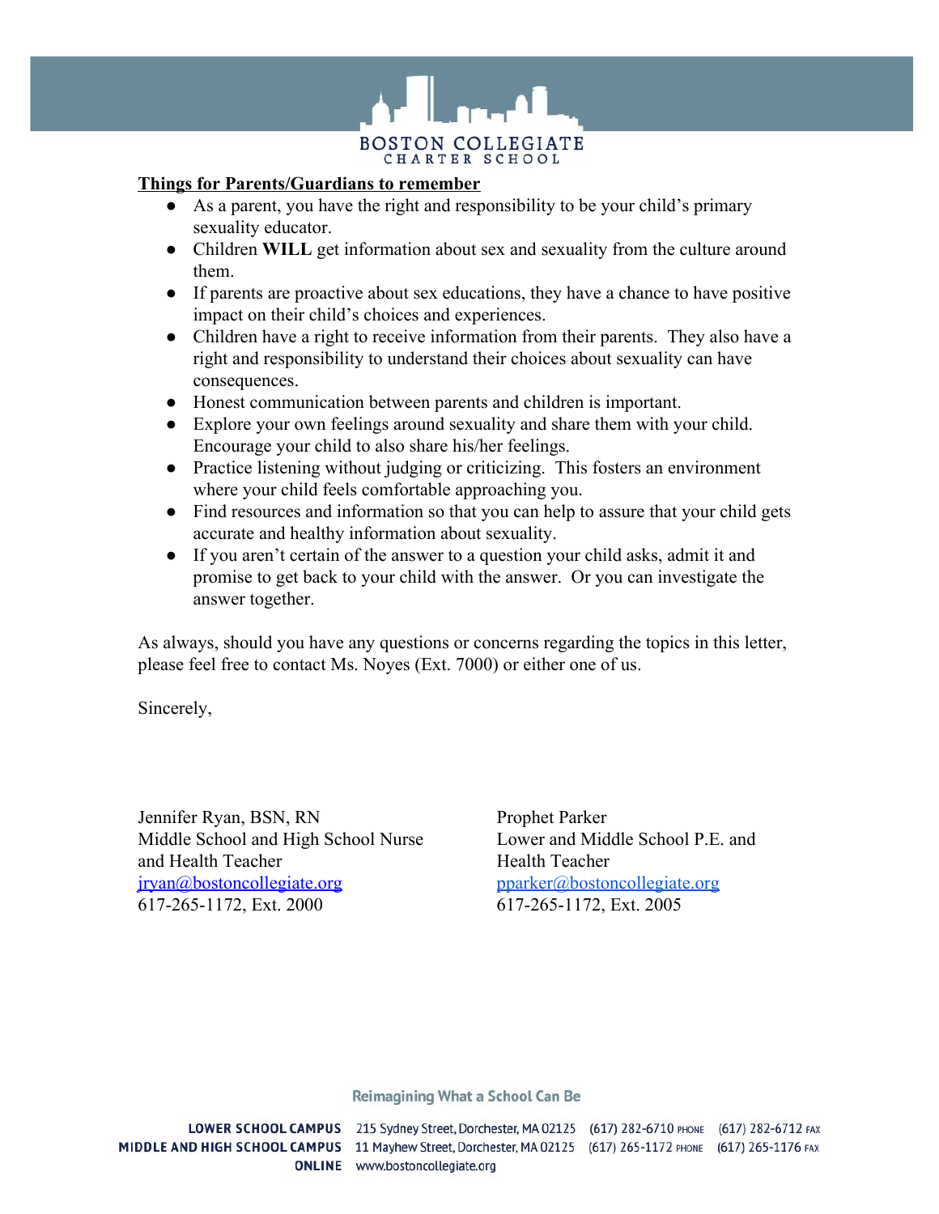**Things for Parents/Guardians to remember**

- As a parent, you have the right and responsibility to be your child's primary sexuality educator.
- Children **WILL** get information about sex and sexuality from the culture around them.
- If parents are proactive about sex educations, they have a chance to have positive impact on their child's choices and experiences.
- Children have a right to receive information from their parents. They also have a right and responsibility to understand their choices about sexuality can have consequences.
- Honest communication between parents and children is important.
- Explore your own feelings around sexuality and share them with your child. Encourage your child to also share his/her feelings.
- Practice listening without judging or criticizing. This fosters an environment where your child feels comfortable approaching you.
- Find resources and information so that you can help to assure that your child gets accurate and healthy information about sexuality.
- If you aren't certain of the answer to a question your child asks, admit it and promise to get back to your child with the answer. Or you can investigate the answer together.

As always, should you have any questions or concerns regarding the topics in this letter, please feel free to contact Ms. Noyes (Ext. 7000) or either one of us.

Sincerely,

Jennifer Ryan, BSN, RN
Middle School and High School Nurse and Health Teacher
jryan@bostoncollegiate.org
617-265-1172, Ext. 2000

Prophet Parker
Lower and Middle School P.E. and Health Teacher
pparker@bostoncollegiate.org
617-265-1172, Ext. 2005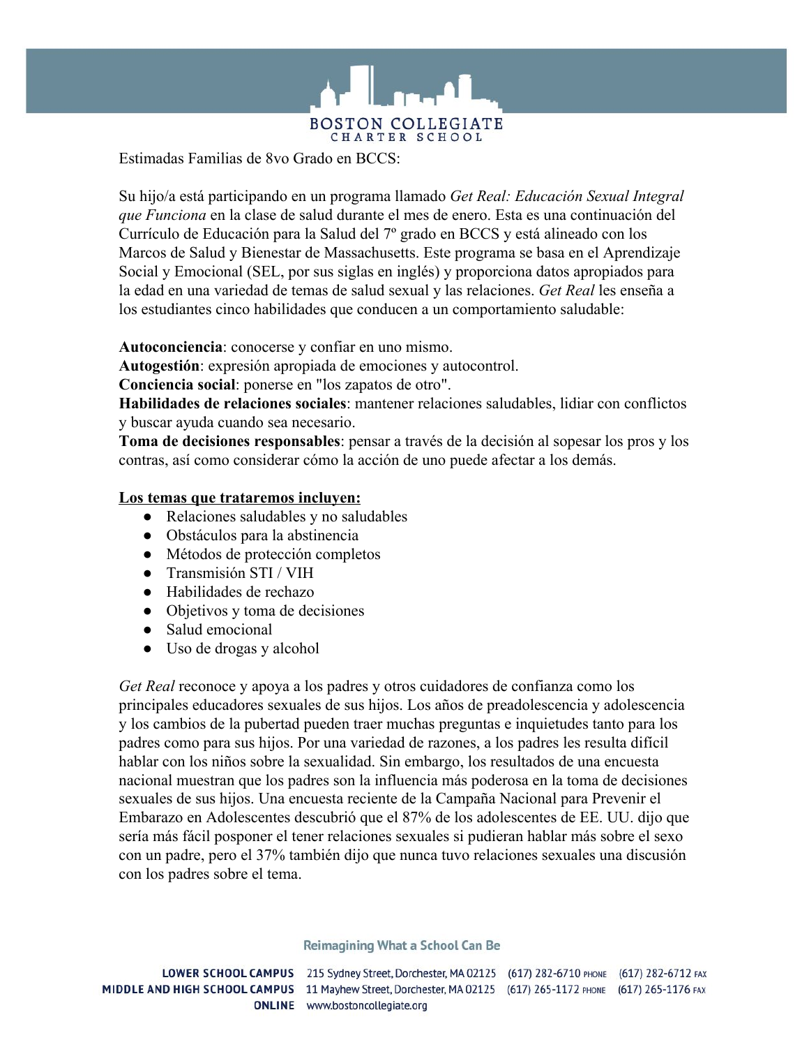Estimadas Familias de 8vo Grado en BCCS:

Su hijo/a está participando en un programa llamado *Get Real: Educación Sexual Integral que Funciona* en la clase de salud durante el mes de enero. Esta es una continuación del Currículo de Educación para la Salud del 7º grado en BCCS y está alineado con los Marcos de Salud y Bienestar de Massachusetts. Este programa se basa en el Aprendizaje Social y Emocional (SEL, por sus siglas en inglés) y proporciona datos apropiados para la edad en una variedad de temas de salud sexual y las relaciones. *Get Real* les enseña a los estudiantes cinco habilidades que conducen a un comportamiento saludable:

**Autoconciencia**: conocerse y confiar en uno mismo.
**Autogestión**: expresión apropiada de emociones y autocontrol.
**Conciencia social**: ponerse en "los zapatos de otro".
**Habilidades de relaciones sociales**: mantener relaciones saludables, lidiar con conflictos y buscar ayuda cuando sea necesario.
**Toma de decisiones responsables**: pensar a través de la decisión al sopesar los pros y los contras, así como considerar cómo la acción de uno puede afectar a los demás.

**<u>Los temas que trataremos incluyen:</u>**

- Relaciones saludables y no saludables
- Obstáculos para la abstinencia
- Métodos de protección completos
- Transmisión STI / VIH
- Habilidades de rechazo
- Objetivos y toma de decisiones
- Salud emocional
- Uso de drogas y alcohol

*Get Real* reconoce y apoya a los padres y otros cuidadores de confianza como los principales educadores sexuales de sus hijos. Los años de preadolescencia y adolescencia y los cambios de la pubertad pueden traer muchas preguntas e inquietudes tanto para los padres como para sus hijos. Por una variedad de razones, a los padres les resulta difícil hablar con los niños sobre la sexualidad. Sin embargo, los resultados de una encuesta nacional muestran que los padres son la influencia más poderosa en la toma de decisiones sexuales de sus hijos. Una encuesta reciente de la Campaña Nacional para Prevenir el Embarazo en Adolescentes descubrió que el 87% de los adolescentes de EE. UU. dijo que sería más fácil posponer el tener relaciones sexuales si pudieran hablar más sobre el sexo con un padre, pero el 37% también dijo que nunca tuvo relaciones sexuales una discusión con los padres sobre el tema.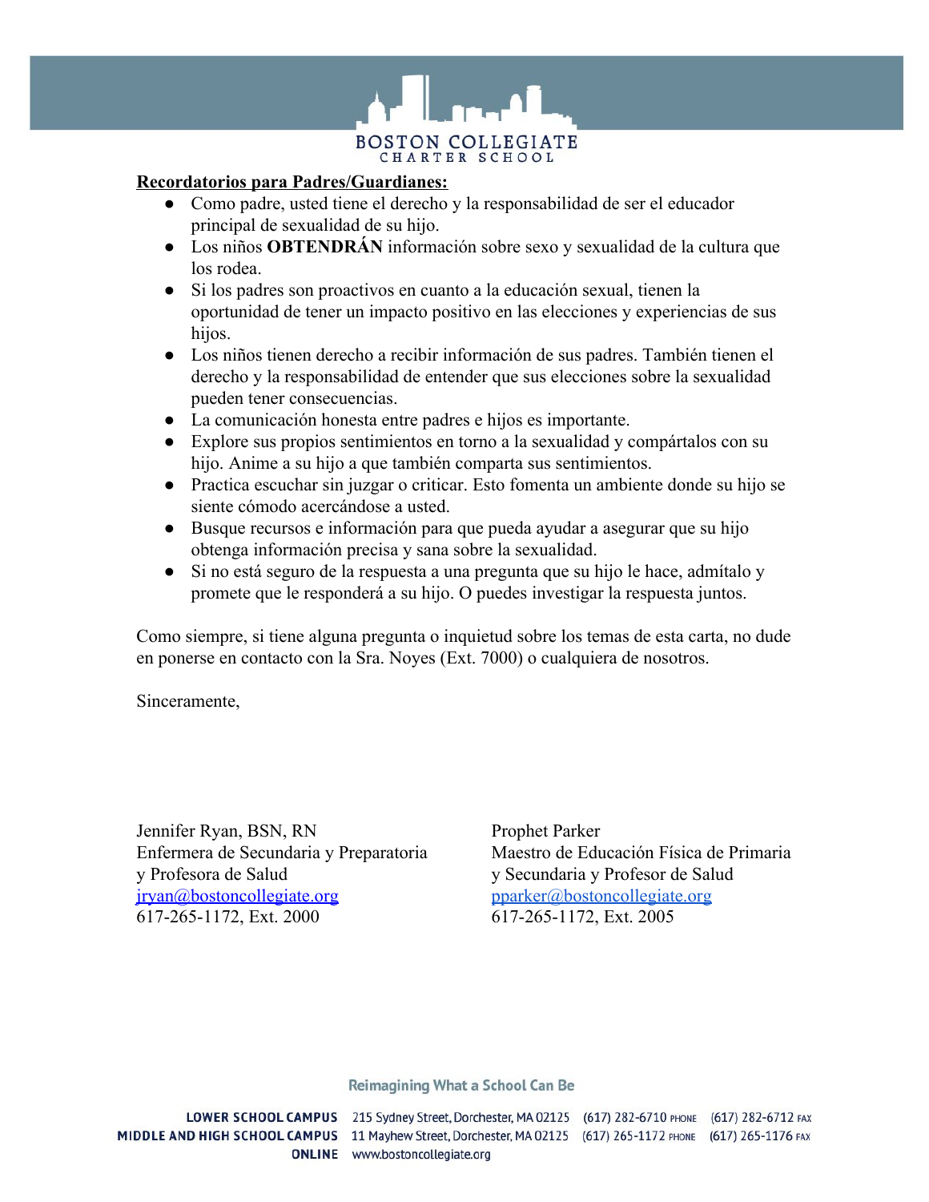**Recordatorios para Padres/Guardianes:**

- Como padre, usted tiene el derecho y la responsabilidad de ser el educador principal de sexualidad de su hijo.
- Los niños **OBTENDRÁN** información sobre sexo y sexualidad de la cultura que los rodea.
- Si los padres son proactivos en cuanto a la educación sexual, tienen la oportunidad de tener un impacto positivo en las elecciones y experiencias de sus hijos.
- Los niños tienen derecho a recibir información de sus padres. También tienen el derecho y la responsabilidad de entender que sus elecciones sobre la sexualidad pueden tener consecuencias.
- La comunicación honesta entre padres e hijos es importante.
- Explore sus propios sentimientos en torno a la sexualidad y compártalos con su hijo. Anime a su hijo a que también comparta sus sentimientos.
- Practica escuchar sin juzgar o criticar. Esto fomenta un ambiente donde su hijo se siente cómodo acercándose a usted.
- Busque recursos e información para que pueda ayudar a asegurar que su hijo obtenga información precisa y sana sobre la sexualidad.
- Si no está seguro de la respuesta a una pregunta que su hijo le hace, admítalo y promete que le responderá a su hijo. O puedes investigar la respuesta juntos.

Como siempre, si tiene alguna pregunta o inquietud sobre los temas de esta carta, no dude en ponerse en contacto con la Sra. Noyes (Ext. 7000) o cualquiera de nosotros.

Sinceramente,

Jennifer Ryan, BSN, RN
Enfermera de Secundaria y Preparatoria
y Profesora de Salud
jryan@bostoncollegiate.org
617-265-1172, Ext. 2000

Prophet Parker
Maestro de Educación Física de Primaria
y Secundaria y Profesor de Salud
pparker@bostoncollegiate.org
617-265-1172, Ext. 2005